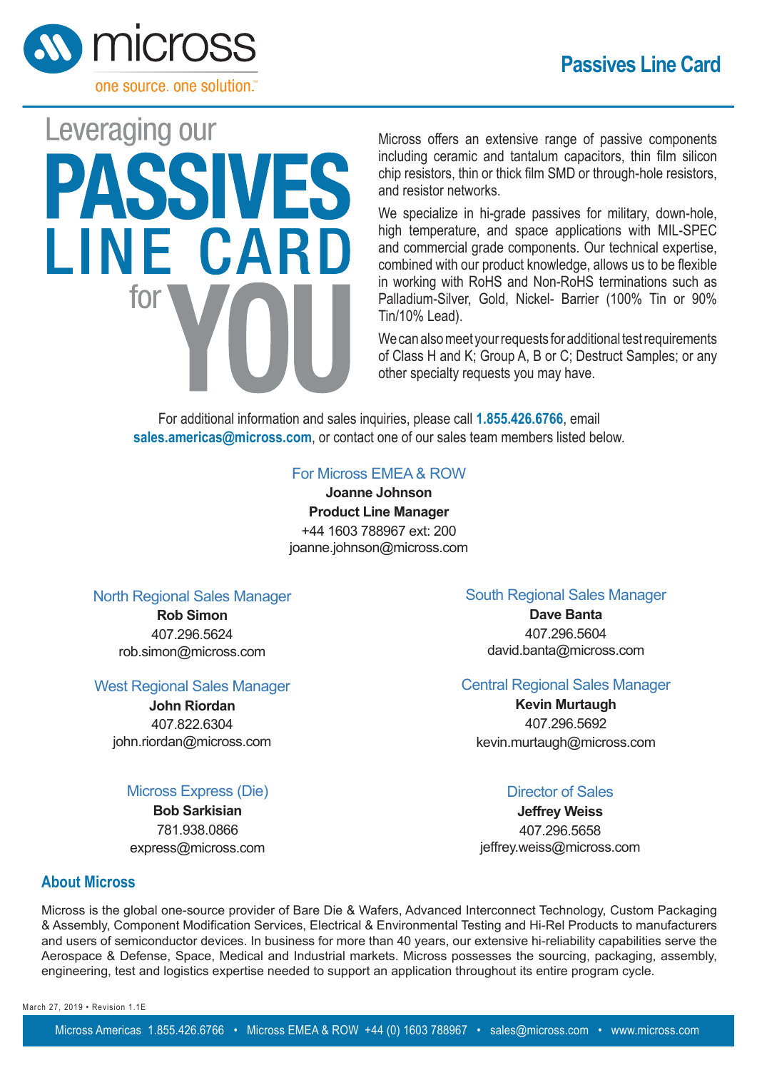micross

one source. one solution.™

# Passives Line Card

## Leveraging our PASSIVES LINE CARD for YOU

Micross offers an extensive range of passive components including ceramic and tantalum capacitors, thin film silicon chip resistors, thin or thick film SMD or through-hole resistors, and resistor networks.

We specialize in hi-grade passives for military, down-hole, high temperature, and space applications with MIL-SPEC and commercial grade components. Our technical expertise, combined with our product knowledge, allows us to be flexible in working with RoHS and Non-RoHS terminations such as Palladium-Silver, Gold, Nickel- Barrier (100% Tin or 90% Tin/10% Lead).

We can also meet your requests for additional test requirements of Class H and K; Group A, B or C; Destruct Samples; or any other specialty requests you may have.

For additional information and sales inquiries, please call **1.855.426.6766**, email **sales.americas@micross.com**, or contact one of our sales team members listed below.

### For Micross EMEA & ROW

**Joanne Johnson**
**Product Line Manager**
+44 1603 788967 ext: 200
joanne.johnson@micross.com

### North Regional Sales Manager

**Rob Simon**
407.296.5624
rob.simon@micross.com

### South Regional Sales Manager

**Dave Banta**
407.296.5604
david.banta@micross.com

### West Regional Sales Manager

**John Riordan**
407.822.6304
john.riordan@micross.com

### Central Regional Sales Manager

**Kevin Murtaugh**
407.296.5692
kevin.murtaugh@micross.com

### Micross Express (Die)

**Bob Sarkisian**
781.938.0866
express@micross.com

### Director of Sales

**Jeffrey Weiss**
407.296.5658
jeffrey.weiss@micross.com

## About Micross

Micross is the global one-source provider of Bare Die & Wafers, Advanced Interconnect Technology, Custom Packaging & Assembly, Component Modification Services, Electrical & Environmental Testing and Hi-Rel Products to manufacturers and users of semiconductor devices. In business for more than 40 years, our extensive hi-reliability capabilities serve the Aerospace & Defense, Space, Medical and Industrial markets. Micross possesses the sourcing, packaging, assembly, engineering, test and logistics expertise needed to support an application throughout its entire program cycle.

March 27, 2019 • Revision 1.1E

Micross Americas 1.855.426.6766 • Micross EMEA & ROW +44 (0) 1603 788967 • sales@micross.com • www.micross.com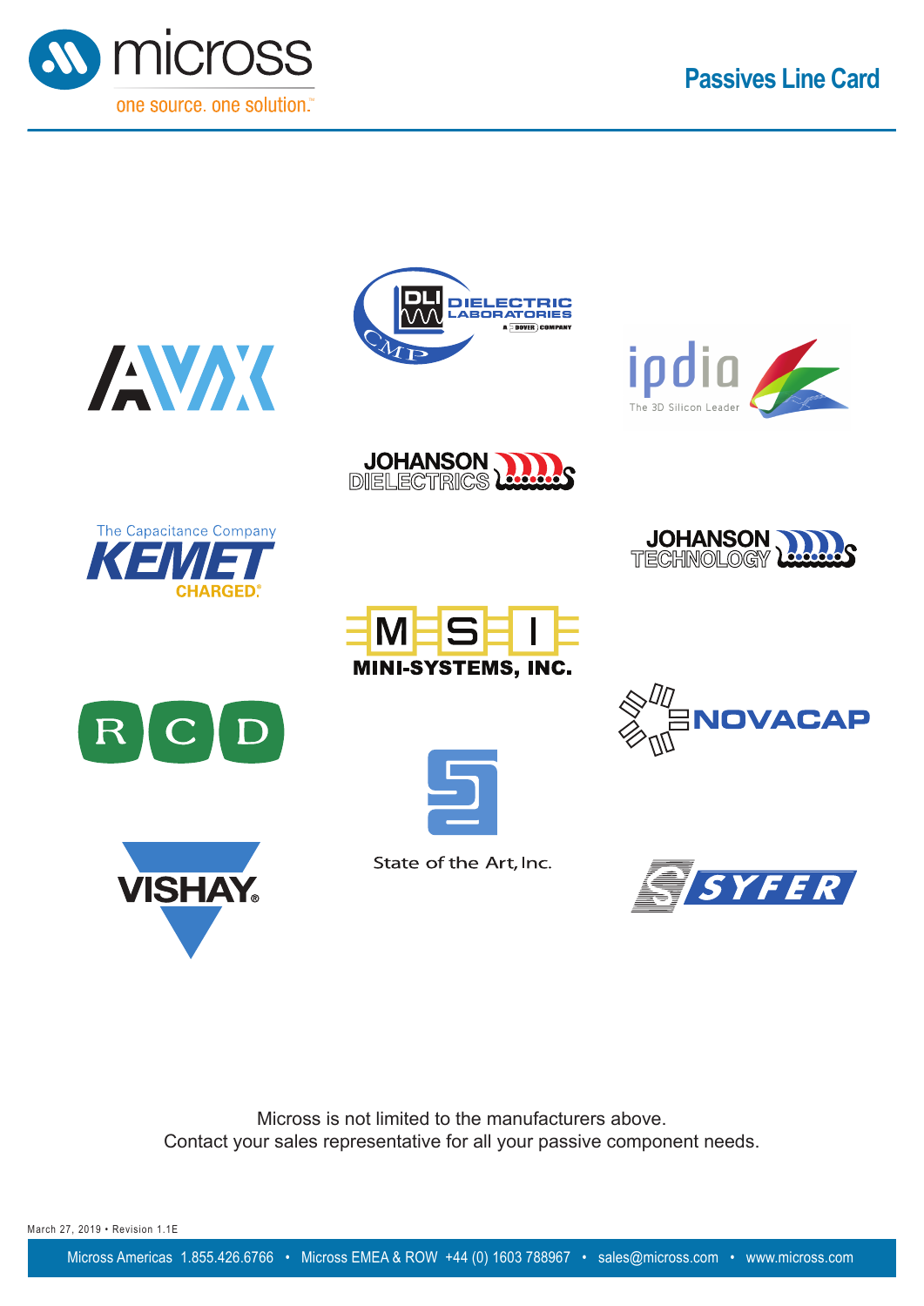# Passives Line Card

AVX

DIELECTRIC LABORATORIES — A DOVER COMPANY — CMP

ipdia — The 3D Silicon Leader

JOHANSON DIELECTRICS

The Capacitance Company KEMET CHARGED.

JOHANSON TECHNOLOGY

MSI MINI-SYSTEMS, INC.

RCD

NOVACAP

State of the Art, Inc.

VISHAY

SYFER

Micross is not limited to the manufacturers above.
Contact your sales representative for all your passive component needs.

March 27, 2019 • Revision 1.1E

Micross Americas 1.855.426.6766 • Micross EMEA & ROW +44 (0) 1603 788967 • sales@micross.com • www.micross.com